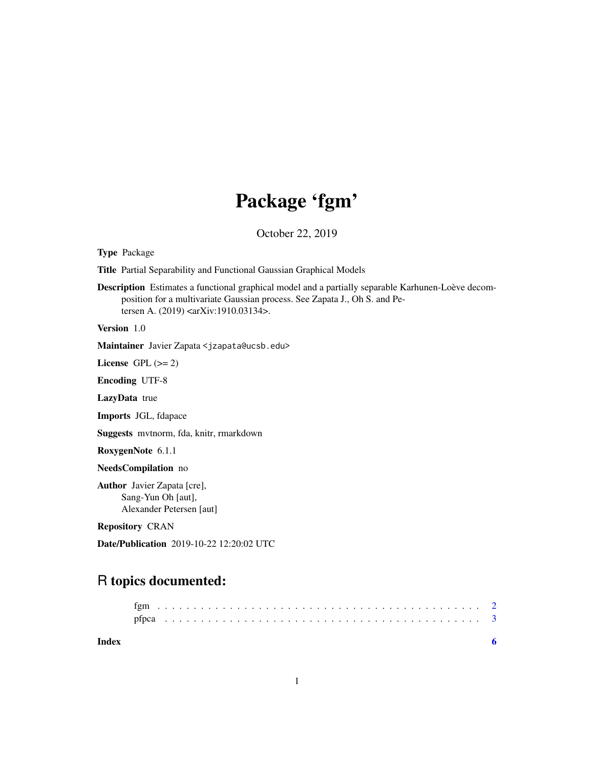# Package 'fgm'

October 22, 2019

**Type** Package

**Title** Partial Separability and Functional Gaussian Graphical Models

**Description** Estimates a functional graphical model and a partially separable Karhunen-Loève decomposition for a multivariate Gaussian process. See Zapata J., Oh S. and Petersen A. (2019) <arXiv:1910.03134>.

**Version** 1.0

**Maintainer** Javier Zapata <jzapata@ucsb.edu>

**License** GPL (>= 2)

**Encoding** UTF-8

**LazyData** true

**Imports** JGL, fdapace

**Suggests** mvtnorm, fda, knitr, rmarkdown

**RoxygenNote** 6.1.1

**NeedsCompilation** no

**Author** Javier Zapata [cre],
Sang-Yun Oh [aut],
Alexander Petersen [aut]

**Repository** CRAN

**Date/Publication** 2019-10-22 12:20:02 UTC

## R topics documented:

- fgm . . . . . . . . . . . . . . . . . . . . . . . . . . . . . . . . . . . . . . . . . . 2
- pfpca . . . . . . . . . . . . . . . . . . . . . . . . . . . . . . . . . . . . . . . . . 3

**Index** 6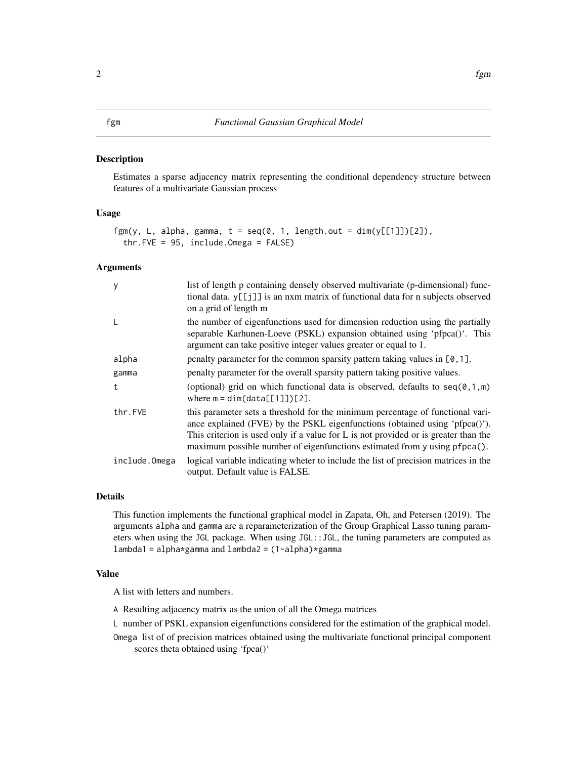# fgm — *Functional Gaussian Graphical Model*

## Description

Estimates a sparse adjacency matrix representing the conditional dependency structure between features of a multivariate Gaussian process

## Usage

```
fgm(y, L, alpha, gamma, t = seq(0, 1, length.out = dim(y[[1]])[2]),
  thr.FVE = 95, include.Omega = FALSE)
```

## Arguments

| | |
|---|---|
| `y` | list of length p containing densely observed multivariate (p-dimensional) functional data. `y[[j]]` is an nxm matrix of functional data for n subjects observed on a grid of length m |
| `L` | the number of eigenfunctions used for dimension reduction using the partially separable Karhunen-Loeve (PSKL) expansion obtained using 'pfpca()'. This argument can take positive integer values greater or equal to 1. |
| `alpha` | penalty parameter for the common sparsity pattern taking values in `[0,1]`. |
| `gamma` | penalty parameter for the overall sparsity pattern taking positive values. |
| `t` | (optional) grid on which functional data is observed, defaults to `seq(0,1,m)` where `m = dim(data[[1]])[2]`. |
| `thr.FVE` | this parameter sets a threshold for the minimum percentage of functional variance explained (FVE) by the PSKL eigenfunctions (obtained using 'pfpca()'). This criterion is used only if a value for L is not provided or is greater than the maximum possible number of eigenfunctions estimated from `y` using `pfpca()`. |
| `include.Omega` | logical variable indicating wheter to include the list of precision matrices in the output. Default value is FALSE. |

## Details

This function implements the functional graphical model in Zapata, Oh, and Petersen (2019). The arguments `alpha` and `gamma` are a reparameterization of the Group Graphical Lasso tuning parameters when using the `JGL` package. When using `JGL::JGL`, the tuning parameters are computed as `lambda1 = alpha*gamma` and `lambda2 = (1-alpha)*gamma`

## Value

A list with letters and numbers.

- `A` Resulting adjacency matrix as the union of all the Omega matrices
- `L` number of PSKL expansion eigenfunctions considered for the estimation of the graphical model.
- `Omega` list of of precision matrices obtained using the multivariate functional principal component scores theta obtained using 'fpca()'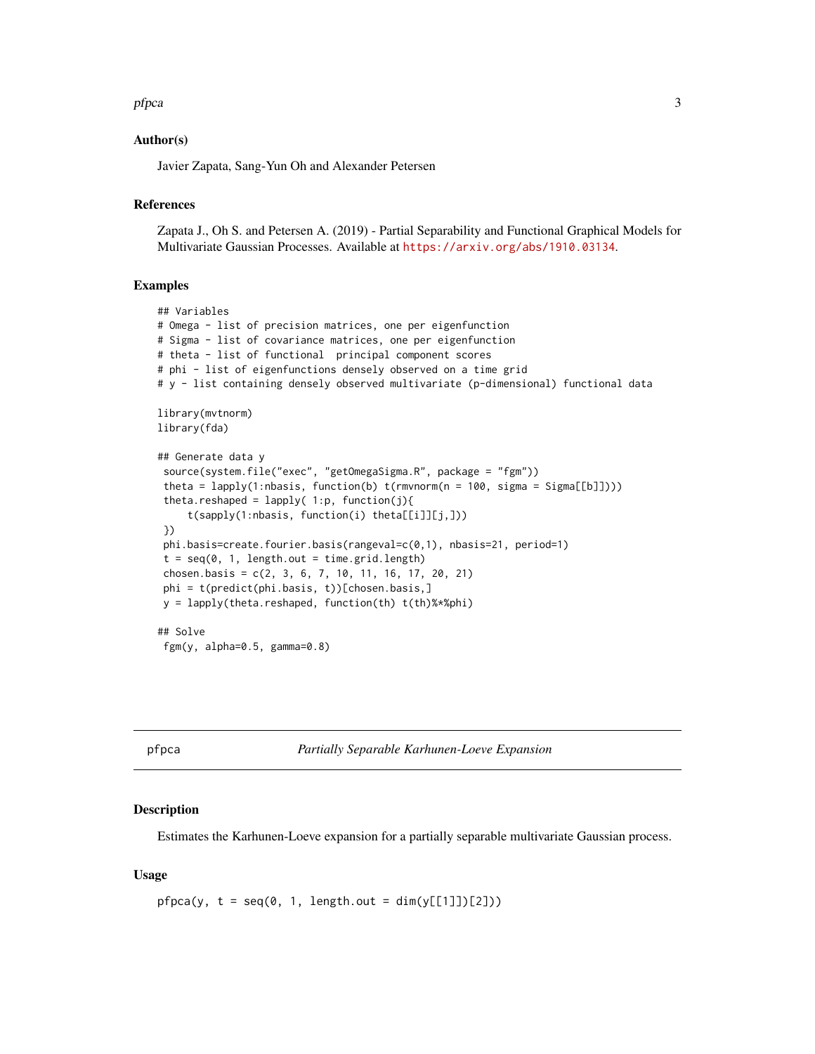### Author(s)

Javier Zapata, Sang-Yun Oh and Alexander Petersen

### References

Zapata J., Oh S. and Petersen A. (2019) - Partial Separability and Functional Graphical Models for Multivariate Gaussian Processes. Available at https://arxiv.org/abs/1910.03134.

### Examples

```
## Variables
# Omega - list of precision matrices, one per eigenfunction
# Sigma - list of covariance matrices, one per eigenfunction
# theta - list of functional  principal component scores
# phi - list of eigenfunctions densely observed on a time grid
# y - list containing densely observed multivariate (p-dimensional) functional data

library(mvtnorm)
library(fda)

## Generate data y
 source(system.file("exec", "getOmegaSigma.R", package = "fgm"))
 theta = lapply(1:nbasis, function(b) t(rmvnorm(n = 100, sigma = Sigma[[b]])))
 theta.reshaped = lapply( 1:p, function(j){
     t(sapply(1:nbasis, function(i) theta[[i]][j,]))
 })
 phi.basis=create.fourier.basis(rangeval=c(0,1), nbasis=21, period=1)
 t = seq(0, 1, length.out = time.grid.length)
 chosen.basis = c(2, 3, 6, 7, 10, 11, 16, 17, 20, 21)
 phi = t(predict(phi.basis, t))[chosen.basis,]
 y = lapply(theta.reshaped, function(th) t(th)%*%phi)

## Solve
 fgm(y, alpha=0.5, gamma=0.8)
```

---

## pfpca — *Partially Separable Karhunen-Loeve Expansion*

---

### Description

Estimates the Karhunen-Loeve expansion for a partially separable multivariate Gaussian process.

### Usage

```
pfpca(y, t = seq(0, 1, length.out = dim(y[[1]])[2]))
```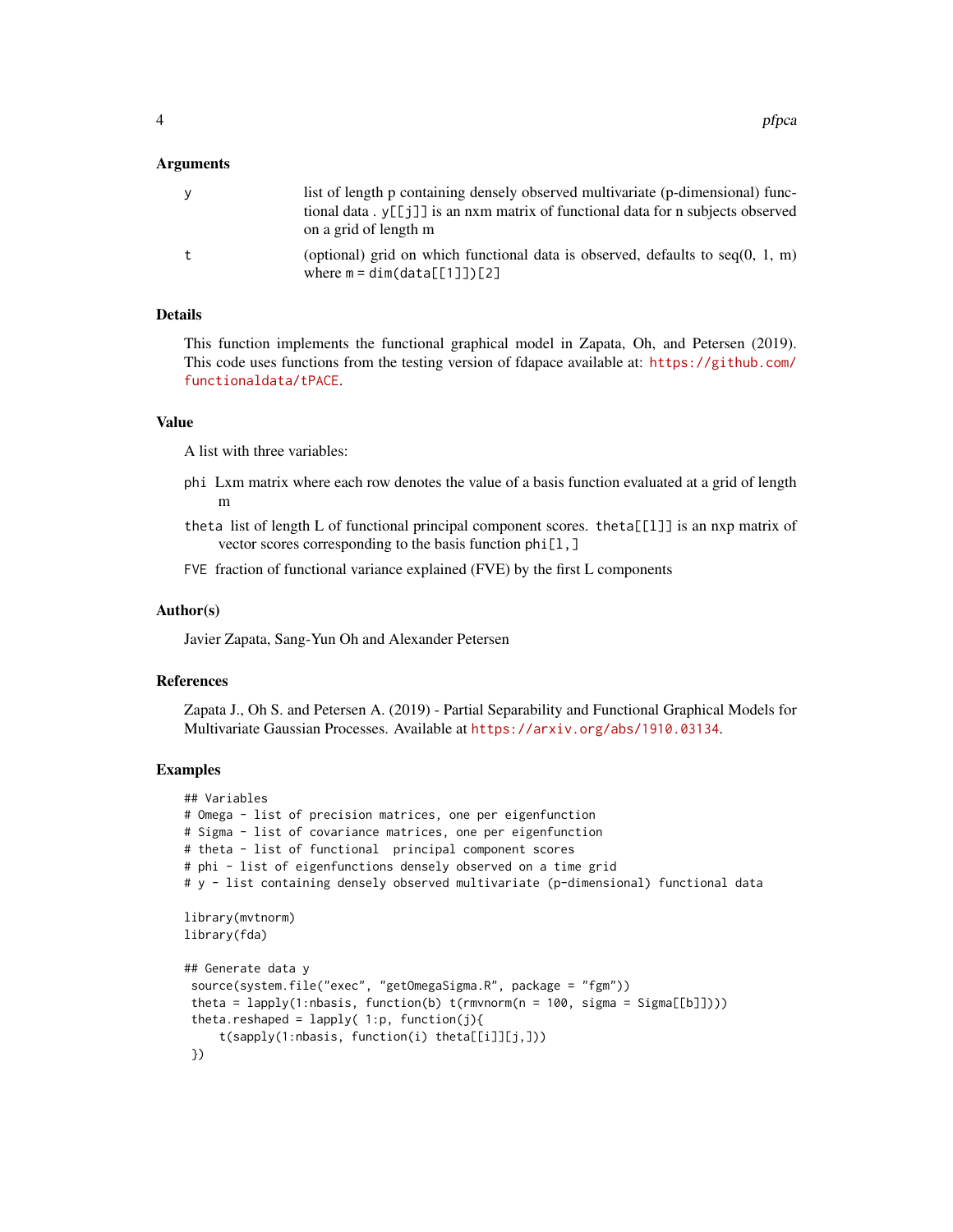### Arguments

- `y` — list of length p containing densely observed multivariate (p-dimensional) functional data . `y[[j]]` is an nxm matrix of functional data for n subjects observed on a grid of length m
- `t` — (optional) grid on which functional data is observed, defaults to seq(0, 1, m) where `m = dim(data[[1]])[2]`

### Details

This function implements the functional graphical model in Zapata, Oh, and Petersen (2019). This code uses functions from the testing version of fdapace available at: https://github.com/functionaldata/tPACE.

### Value

A list with three variables:

- `phi` Lxm matrix where each row denotes the value of a basis function evaluated at a grid of length m
- `theta` list of length L of functional principal component scores. `theta[[l]]` is an nxp matrix of vector scores corresponding to the basis function `phi[l,]`
- `FVE` fraction of functional variance explained (FVE) by the first L components

### Author(s)

Javier Zapata, Sang-Yun Oh and Alexander Petersen

### References

Zapata J., Oh S. and Petersen A. (2019) - Partial Separability and Functional Graphical Models for Multivariate Gaussian Processes. Available at https://arxiv.org/abs/1910.03134.

### Examples

```
## Variables
# Omega - list of precision matrices, one per eigenfunction
# Sigma - list of covariance matrices, one per eigenfunction
# theta - list of functional  principal component scores
# phi - list of eigenfunctions densely observed on a time grid
# y - list containing densely observed multivariate (p-dimensional) functional data

library(mvtnorm)
library(fda)

## Generate data y
 source(system.file("exec", "getOmegaSigma.R", package = "fgm"))
 theta = lapply(1:nbasis, function(b) t(rmvnorm(n = 100, sigma = Sigma[[b]])))
 theta.reshaped = lapply( 1:p, function(j){
     t(sapply(1:nbasis, function(i) theta[[i]][j,]))
 })
```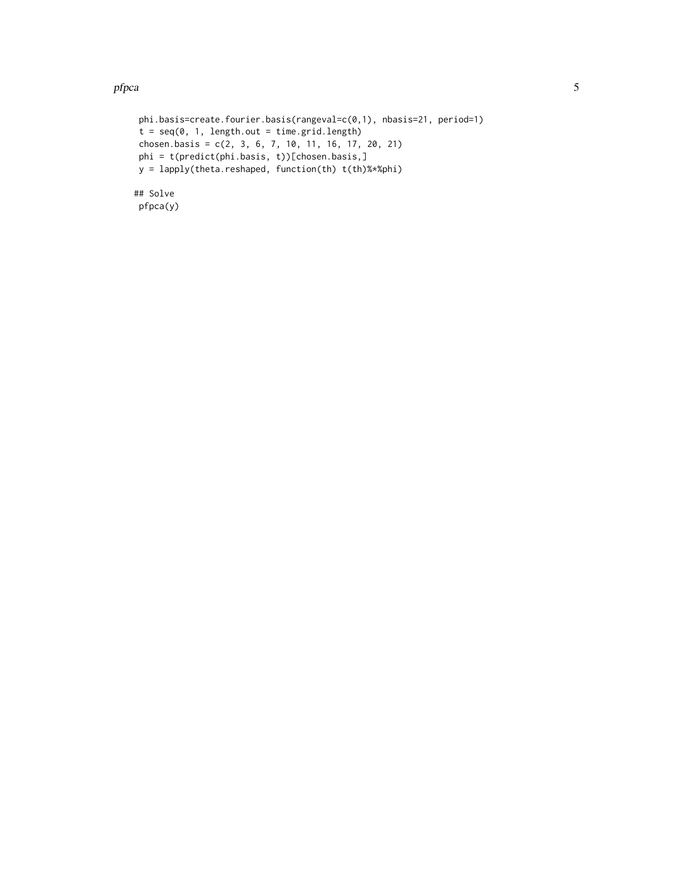```
phi.basis=create.fourier.basis(rangeval=c(0,1), nbasis=21, period=1)
t = seq(0, 1, length.out = time.grid.length)
chosen.basis = c(2, 3, 6, 7, 10, 11, 16, 17, 20, 21)
phi = t(predict(phi.basis, t))[chosen.basis,]
y = lapply(theta.reshaped, function(th) t(th)%*%phi)

## Solve
pfpca(y)
```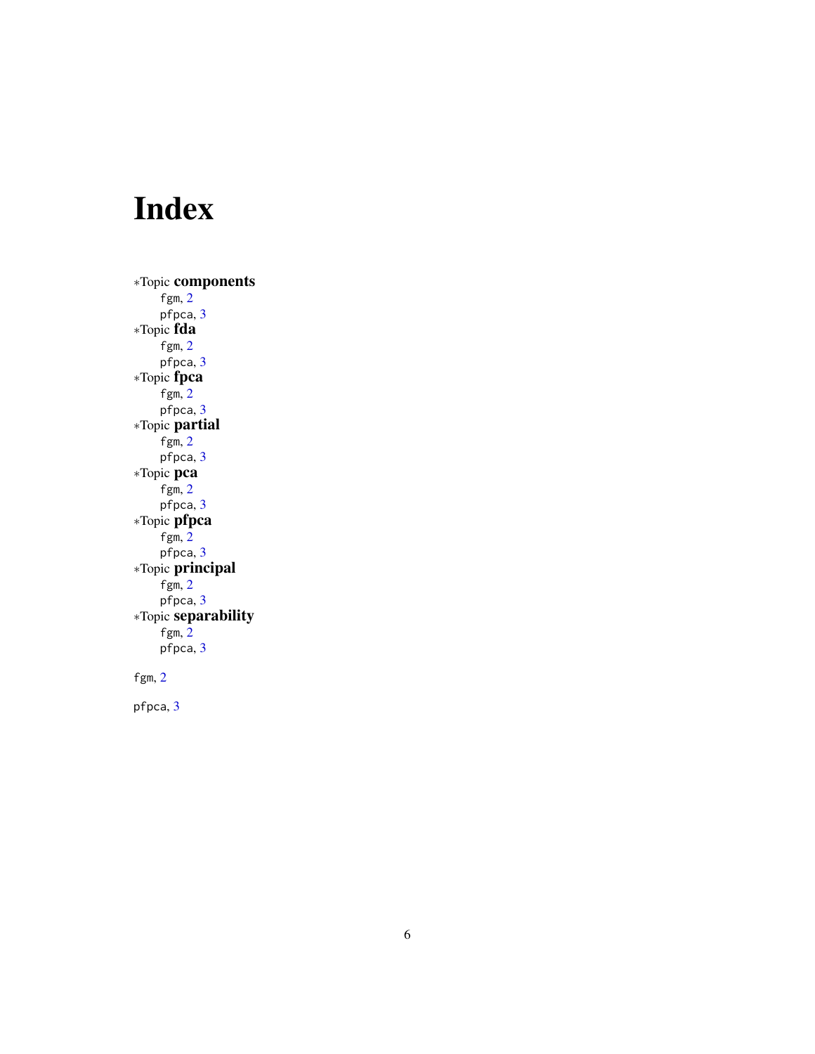# Index

*Topic **components**
- fgm, 2
- pfpca, 3

*Topic **fda**
- fgm, 2
- pfpca, 3

*Topic **fpca**
- fgm, 2
- pfpca, 3

*Topic **partial**
- fgm, 2
- pfpca, 3

*Topic **pca**
- fgm, 2
- pfpca, 3

*Topic **pfpca**
- fgm, 2
- pfpca, 3

*Topic **principal**
- fgm, 2
- pfpca, 3

*Topic **separability**
- fgm, 2
- pfpca, 3

fgm, 2

pfpca, 3